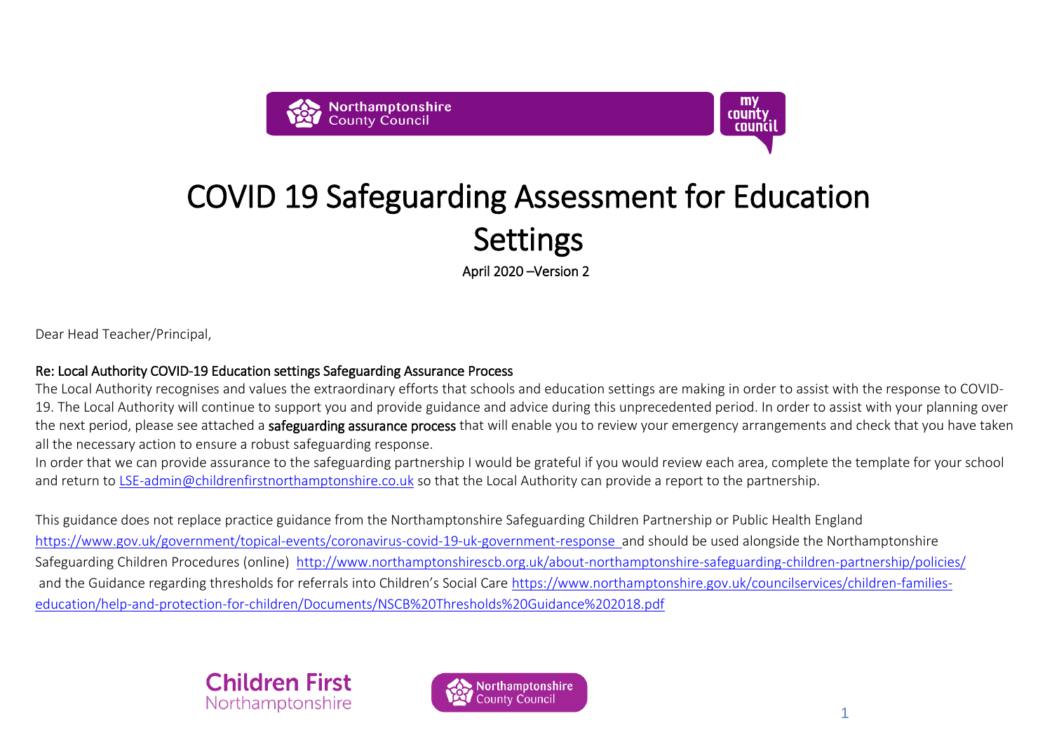# COVID 19 Safeguarding Assessment for Education Settings

April 2020 –Version 2

Dear Head Teacher/Principal,

**Re: Local Authority COVID-19 Education settings Safeguarding Assurance Process**

The Local Authority recognises and values the extraordinary efforts that schools and education settings are making in order to assist with the response to COVID-19. The Local Authority will continue to support you and provide guidance and advice during this unprecedented period. In order to assist with your planning over the next period, please see attached a **safeguarding assurance process** that will enable you to review your emergency arrangements and check that you have taken all the necessary action to ensure a robust safeguarding response.

In order that we can provide assurance to the safeguarding partnership I would be grateful if you would review each area, complete the template for your school and return to LSE-admin@childrenfirstnorthamptonshire.co.uk so that the Local Authority can provide a report to the partnership.

This guidance does not replace practice guidance from the Northamptonshire Safeguarding Children Partnership or Public Health England https://www.gov.uk/government/topical-events/coronavirus-covid-19-uk-government-response and should be used alongside the Northamptonshire Safeguarding Children Procedures (online) http://www.northamptonshirescb.org.uk/about-northamptonshire-safeguarding-children-partnership/policies/ and the Guidance regarding thresholds for referrals into Children's Social Care https://www.northamptonshire.gov.uk/councilservices/children-families-education/help-and-protection-for-children/Documents/NSCB%20Thresholds%20Guidance%202018.pdf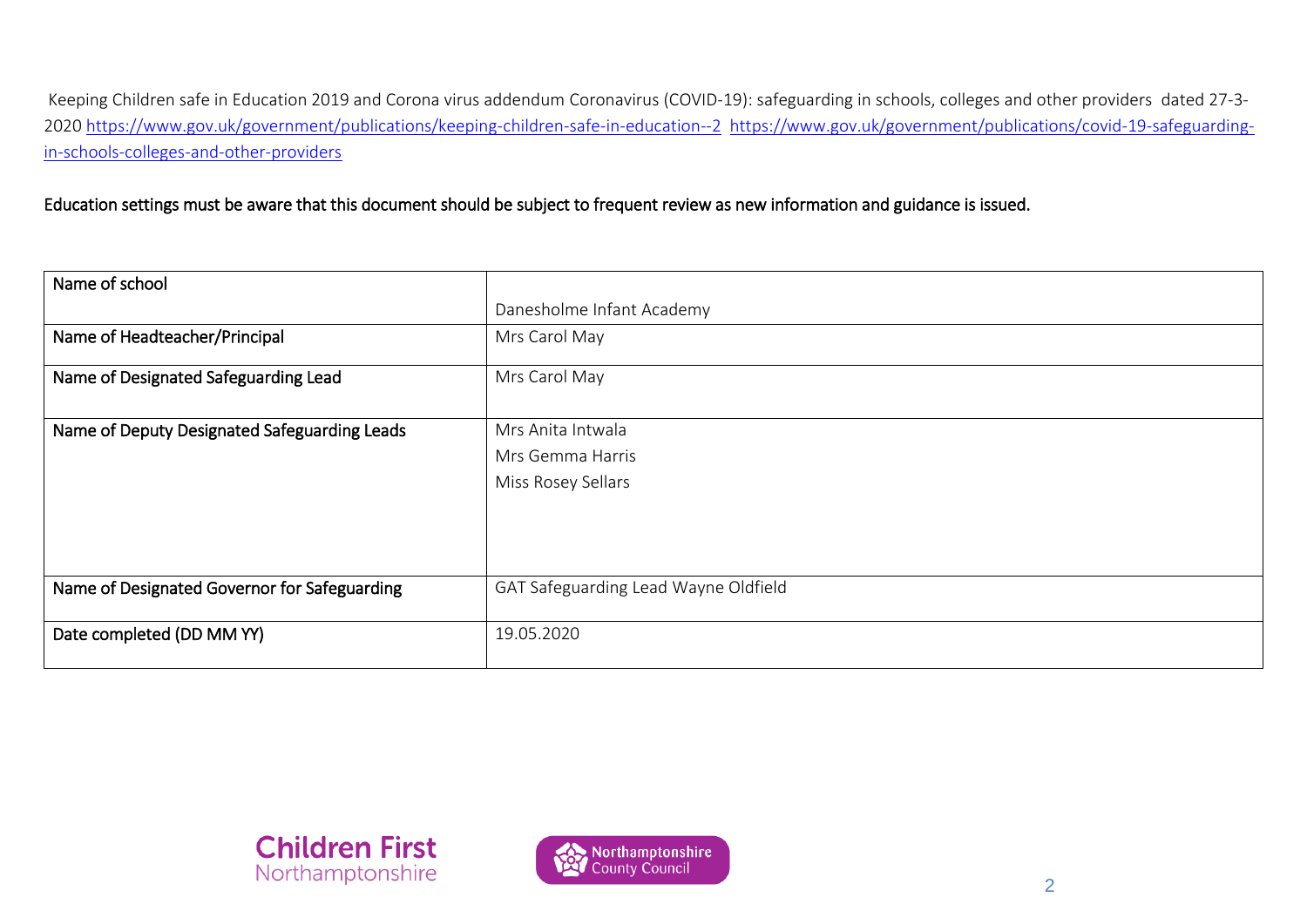Keeping Children safe in Education 2019 and Corona virus addendum Coronavirus (COVID-19): safeguarding in schools, colleges and other providers dated 27-3-2020 https://www.gov.uk/government/publications/keeping-children-safe-in-education--2 https://www.gov.uk/government/publications/covid-19-safeguarding-in-schools-colleges-and-other-providers

Education settings must be aware that this document should be subject to frequent review as new information and guidance is issued.

| Name of school | Danesholme Infant Academy |
|---|---|
| Name of Headteacher/Principal | Mrs Carol May |
| Name of Designated Safeguarding Lead | Mrs Carol May |
| Name of Deputy Designated Safeguarding Leads | Mrs Anita Intwala<br>Mrs Gemma Harris<br>Miss Rosey Sellars |
| Name of Designated Governor for Safeguarding | GAT Safeguarding Lead Wayne Oldfield |
| Date completed (DD MM YY) | 19.05.2020 |

Children First Northamptonshire

Northamptonshire County Council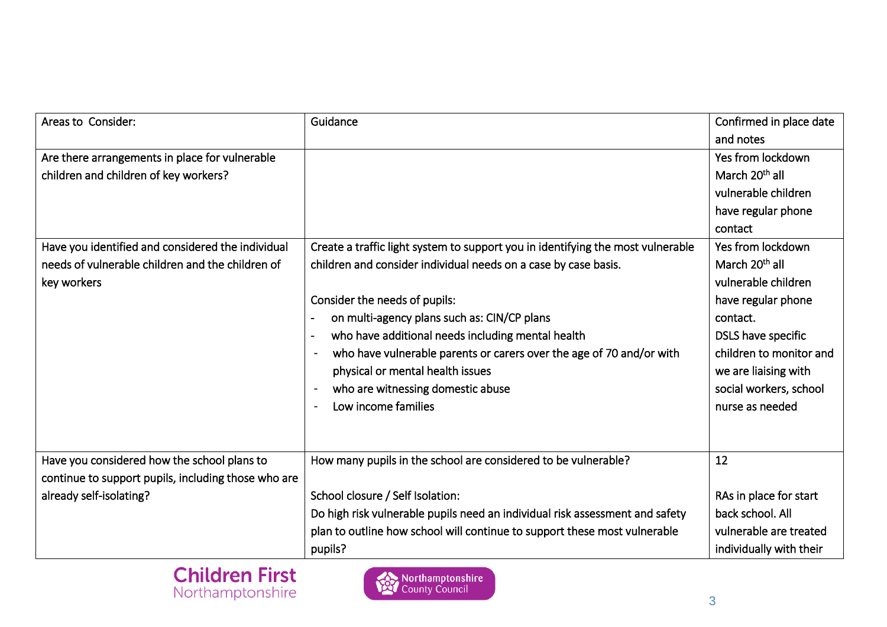| Areas to Consider: | Guidance | Confirmed in place date and notes |
| --- | --- | --- |
| Are there arrangements in place for vulnerable children and children of key workers? | | Yes from lockdown March 20th all vulnerable children have regular phone contact |
| Have you identified and considered the individual needs of vulnerable children and the children of key workers | Create a traffic light system to support you in identifying the most vulnerable children and consider individual needs on a case by case basis.<br><br>Consider the needs of pupils:<br>- on multi-agency plans such as: CIN/CP plans<br>- who have additional needs including mental health<br>- who have vulnerable parents or carers over the age of 70 and/or with physical or mental health issues<br>- who are witnessing domestic abuse<br>- Low income families | Yes from lockdown March 20th all vulnerable children have regular phone contact.<br>DSLS have specific children to monitor and we are liaising with social workers, school nurse as needed |
| Have you considered how the school plans to continue to support pupils, including those who are already self-isolating? | How many pupils in the school are considered to be vulnerable?<br><br>School closure / Self Isolation:<br>Do high risk vulnerable pupils need an individual risk assessment and safety plan to outline how school will continue to support these most vulnerable pupils? | 12<br><br>RAs in place for start back school. All vulnerable are treated individually with their |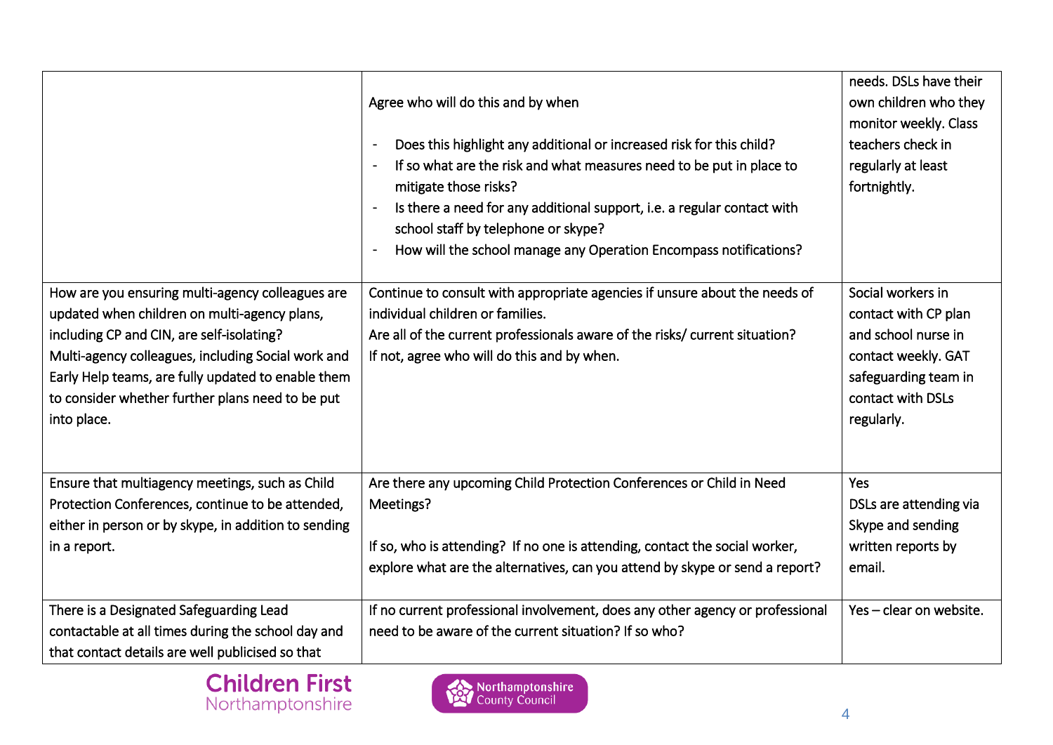| | | |
|---|---|---|
| | Agree who will do this and by when<br><br>- Does this highlight any additional or increased risk for this child?<br>- If so what are the risk and what measures need to be put in place to mitigate those risks?<br>- Is there a need for any additional support, i.e. a regular contact with school staff by telephone or skype?<br>- How will the school manage any Operation Encompass notifications? | needs. DSLs have their own children who they monitor weekly. Class teachers check in regularly at least fortnightly. |
| How are you ensuring multi-agency colleagues are updated when children on multi-agency plans, including CP and CIN, are self-isolating? Multi-agency colleagues, including Social work and Early Help teams, are fully updated to enable them to consider whether further plans need to be put into place. | Continue to consult with appropriate agencies if unsure about the needs of individual children or families.<br>Are all of the current professionals aware of the risks/ current situation?<br>If not, agree who will do this and by when. | Social workers in contact with CP plan and school nurse in contact weekly. GAT safeguarding team in contact with DSLs regularly. |
| Ensure that multiagency meetings, such as Child Protection Conferences, continue to be attended, either in person or by skype, in addition to sending in a report. | Are there any upcoming Child Protection Conferences or Child in Need Meetings?<br><br>If so, who is attending? If no one is attending, contact the social worker, explore what are the alternatives, can you attend by skype or send a report? | Yes<br>DSLs are attending via Skype and sending written reports by email. |
| There is a Designated Safeguarding Lead contactable at all times during the school day and that contact details are well publicised so that | If no current professional involvement, does any other agency or professional need to be aware of the current situation? If so who? | Yes – clear on website. |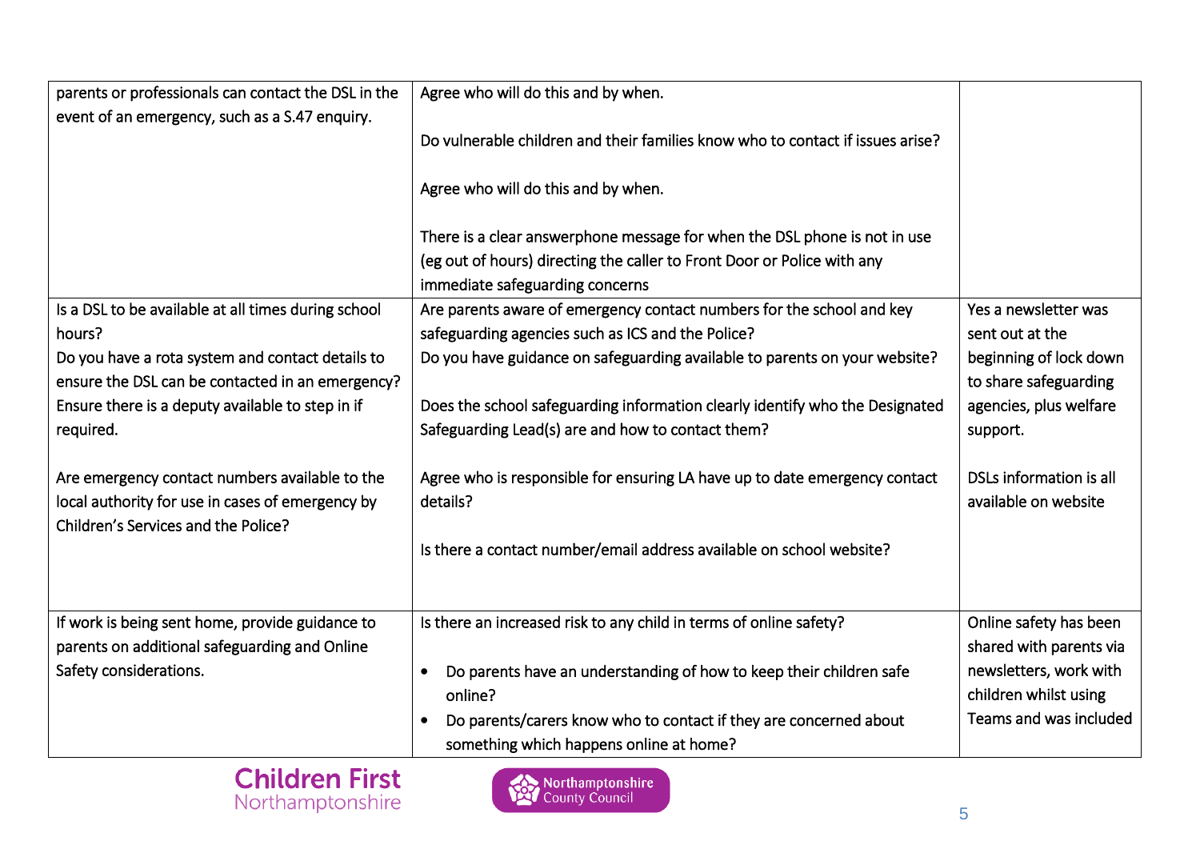| | | |
|---|---|---|
| parents or professionals can contact the DSL in the event of an emergency, such as a S.47 enquiry. | Agree who will do this and by when.<br><br>Do vulnerable children and their families know who to contact if issues arise?<br><br>Agree who will do this and by when.<br><br>There is a clear answerphone message for when the DSL phone is not in use (eg out of hours) directing the caller to Front Door or Police with any immediate safeguarding concerns | |
| Is a DSL to be available at all times during school hours?<br>Do you have a rota system and contact details to ensure the DSL can be contacted in an emergency?<br>Ensure there is a deputy available to step in if required.<br><br>Are emergency contact numbers available to the local authority for use in cases of emergency by Children's Services and the Police? | Are parents aware of emergency contact numbers for the school and key safeguarding agencies such as ICS and the Police?<br>Do you have guidance on safeguarding available to parents on your website?<br><br>Does the school safeguarding information clearly identify who the Designated Safeguarding Lead(s) are and how to contact them?<br><br>Agree who is responsible for ensuring LA have up to date emergency contact details?<br><br>Is there a contact number/email address available on school website? | Yes a newsletter was sent out at the beginning of lock down to share safeguarding agencies, plus welfare support.<br><br>DSLs information is all available on website |
| If work is being sent home, provide guidance to parents on additional safeguarding and Online Safety considerations. | Is there an increased risk to any child in terms of online safety?<br><br>• Do parents have an understanding of how to keep their children safe online?<br>• Do parents/carers know who to contact if they are concerned about something which happens online at home? | Online safety has been shared with parents via newsletters, work with children whilst using Teams and was included |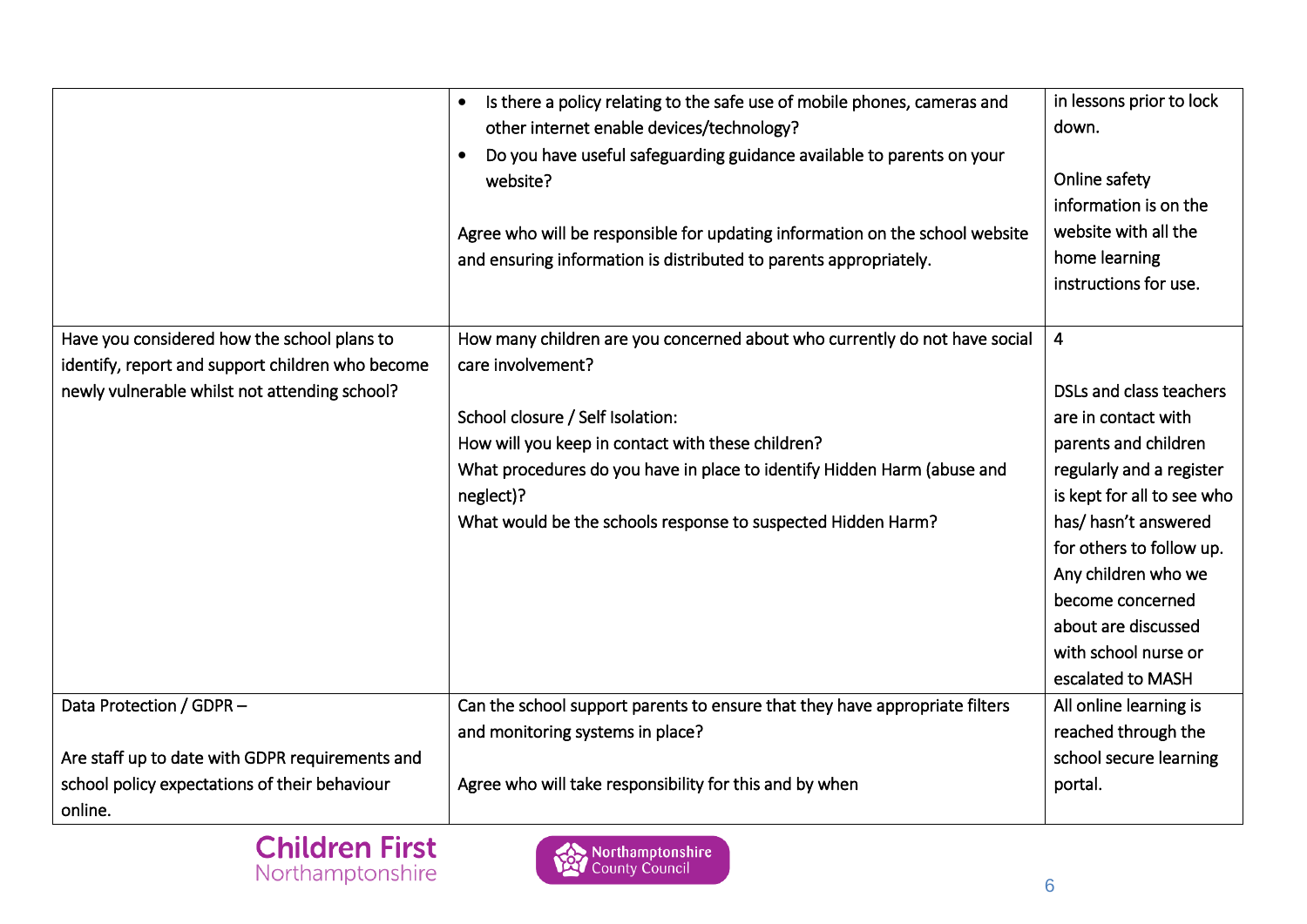| | | |
|---|---|---|
| | • Is there a policy relating to the safe use of mobile phones, cameras and other internet enable devices/technology?<br>• Do you have useful safeguarding guidance available to parents on your website?<br><br>Agree who will be responsible for updating information on the school website and ensuring information is distributed to parents appropriately. | in lessons prior to lock down.<br><br>Online safety information is on the website with all the home learning instructions for use. |
| Have you considered how the school plans to identify, report and support children who become newly vulnerable whilst not attending school? | How many children are you concerned about who currently do not have social care involvement?<br><br>School closure / Self Isolation:<br>How will you keep in contact with these children?<br>What procedures do you have in place to identify Hidden Harm (abuse and neglect)?<br>What would be the schools response to suspected Hidden Harm? | 4<br><br>DSLs and class teachers are in contact with parents and children regularly and a register is kept for all to see who has/ hasn't answered for others to follow up. Any children who we become concerned about are discussed with school nurse or escalated to MASH |
| Data Protection / GDPR –<br><br>Are staff up to date with GDPR requirements and school policy expectations of their behaviour online. | Can the school support parents to ensure that they have appropriate filters and monitoring systems in place?<br><br>Agree who will take responsibility for this and by when | All online learning is reached through the school secure learning portal. |

Children First Northamptonshire

Northamptonshire County Council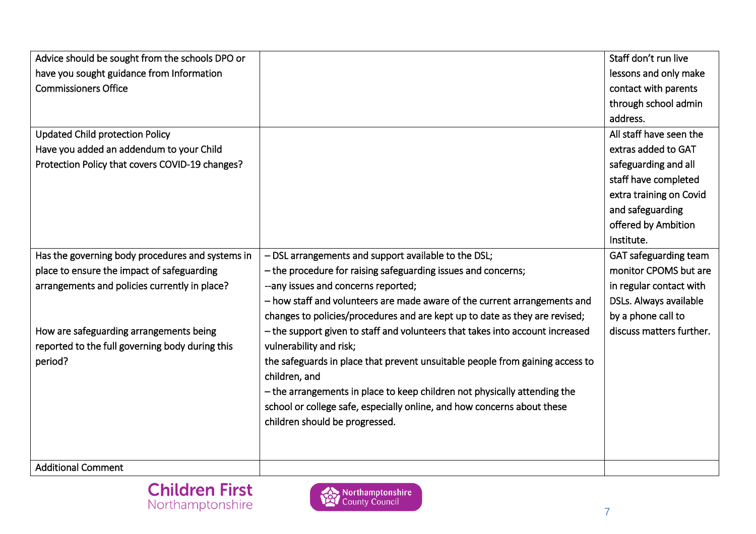| | | |
|---|---|---|
| Advice should be sought from the schools DPO or have you sought guidance from Information Commissioners Office | | Staff don't run live lessons and only make contact with parents through school admin address. |
| Updated Child protection Policy<br>Have you added an addendum to your Child Protection Policy that covers COVID-19 changes? | | All staff have seen the extras added to GAT safeguarding and all staff have completed extra training on Covid and safeguarding offered by Ambition Institute. |
| Has the governing body procedures and systems in place to ensure the impact of safeguarding arrangements and policies currently in place?<br><br>How are safeguarding arrangements being reported to the full governing body during this period? | – DSL arrangements and support available to the DSL;<br>– the procedure for raising safeguarding issues and concerns;<br>--any issues and concerns reported;<br>– how staff and volunteers are made aware of the current arrangements and changes to policies/procedures and are kept up to date as they are revised;<br>– the support given to staff and volunteers that takes into account increased vulnerability and risk;<br>the safeguards in place that prevent unsuitable people from gaining access to children, and<br>– the arrangements in place to keep children not physically attending the school or college safe, especially online, and how concerns about these children should be progressed. | GAT safeguarding team monitor CPOMS but are in regular contact with DSLs. Always available by a phone call to discuss matters further. |
| Additional Comment | | |

Children First Northamptonshire

Northamptonshire County Council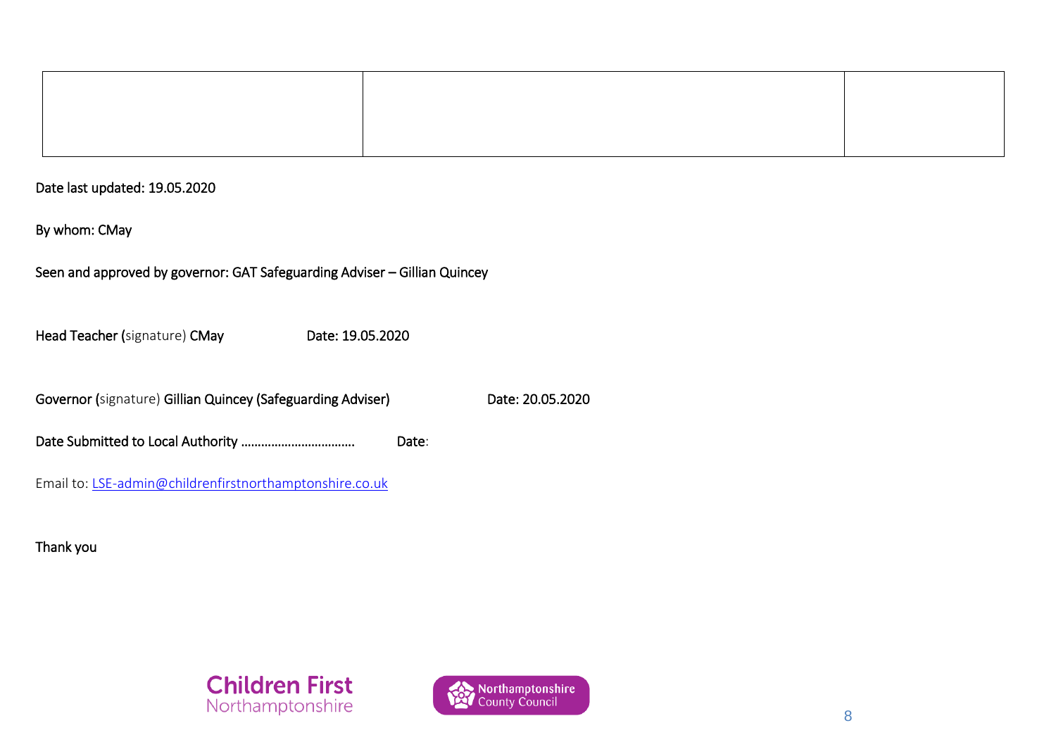| | | |
|---|---|---|
| | | |

Date last updated: 19.05.2020

By whom: CMay

Seen and approved by governor: GAT Safeguarding Adviser – Gillian Quincey

Head Teacher (signature) CMay Date: 19.05.2020

Governor (signature) Gillian Quincey (Safeguarding Adviser) Date: 20.05.2020

Date Submitted to Local Authority ……………………………. Date:

Email to: [LSE-admin@childrenfirstnorthamptonshire.co.uk](mailto:LSE-admin@childrenfirstnorthamptonshire.co.uk)

Thank you

Children First Northamptonshire

Northamptonshire County Council